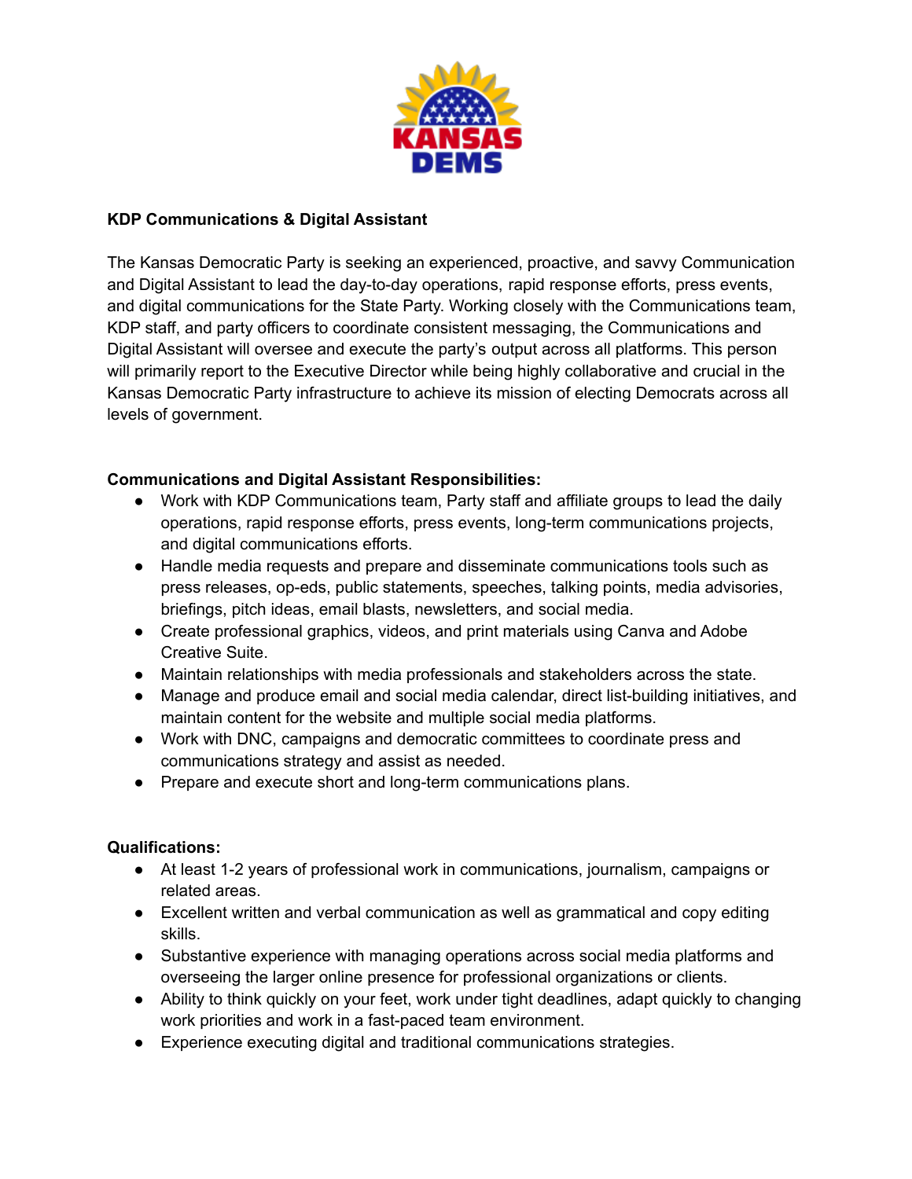**KDP Communications & Digital Assistant**

The Kansas Democratic Party is seeking an experienced, proactive, and savvy Communication and Digital Assistant to lead the day-to-day operations, rapid response efforts, press events, and digital communications for the State Party. Working closely with the Communications team, KDP staff, and party officers to coordinate consistent messaging, the Communications and Digital Assistant will oversee and execute the party's output across all platforms. This person will primarily report to the Executive Director while being highly collaborative and crucial in the Kansas Democratic Party infrastructure to achieve its mission of electing Democrats across all levels of government.

**Communications and Digital Assistant Responsibilities:**

- Work with KDP Communications team, Party staff and affiliate groups to lead the daily operations, rapid response efforts, press events, long-term communications projects, and digital communications efforts.
- Handle media requests and prepare and disseminate communications tools such as press releases, op-eds, public statements, speeches, talking points, media advisories, briefings, pitch ideas, email blasts, newsletters, and social media.
- Create professional graphics, videos, and print materials using Canva and Adobe Creative Suite.
- Maintain relationships with media professionals and stakeholders across the state.
- Manage and produce email and social media calendar, direct list-building initiatives, and maintain content for the website and multiple social media platforms.
- Work with DNC, campaigns and democratic committees to coordinate press and communications strategy and assist as needed.
- Prepare and execute short and long-term communications plans.

**Qualifications:**

- At least 1-2 years of professional work in communications, journalism, campaigns or related areas.
- Excellent written and verbal communication as well as grammatical and copy editing skills.
- Substantive experience with managing operations across social media platforms and overseeing the larger online presence for professional organizations or clients.
- Ability to think quickly on your feet, work under tight deadlines, adapt quickly to changing work priorities and work in a fast-paced team environment.
- Experience executing digital and traditional communications strategies.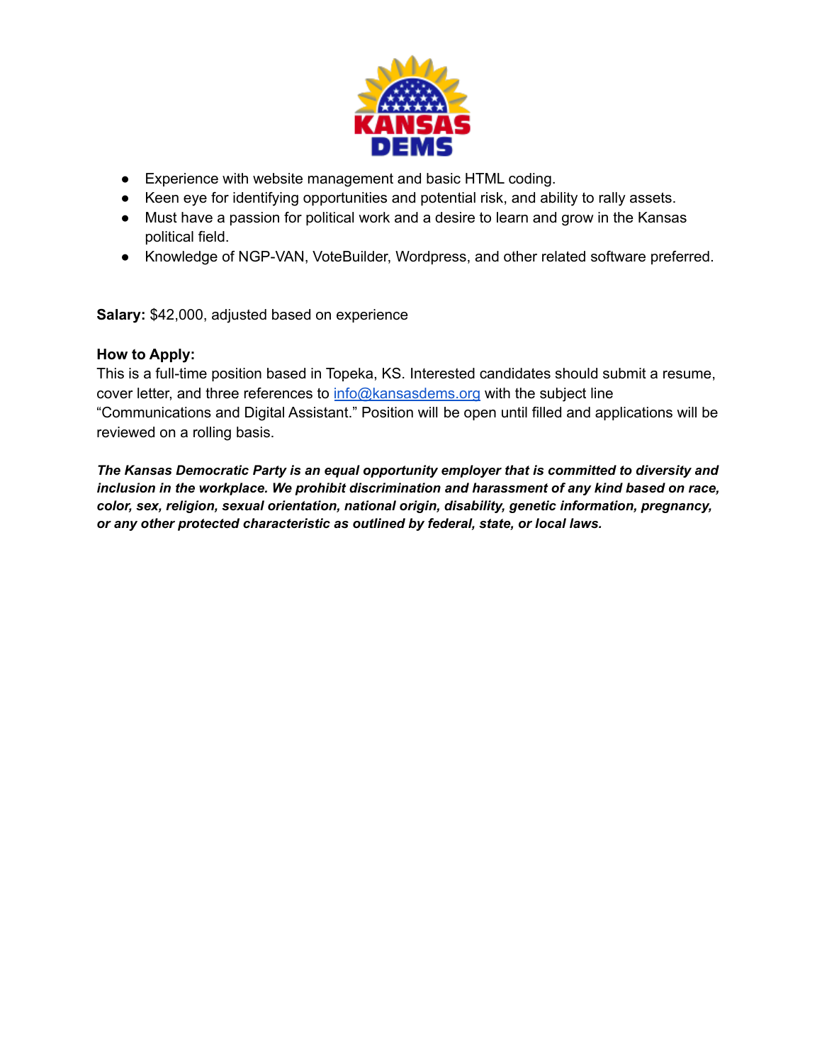- Experience with website management and basic HTML coding.
- Keen eye for identifying opportunities and potential risk, and ability to rally assets.
- Must have a passion for political work and a desire to learn and grow in the Kansas political field.
- Knowledge of NGP-VAN, VoteBuilder, Wordpress, and other related software preferred.

**Salary:** $42,000, adjusted based on experience

**How to Apply:**
This is a full-time position based in Topeka, KS. Interested candidates should submit a resume, cover letter, and three references to info@kansasdems.org with the subject line "Communications and Digital Assistant." Position will be open until filled and applications will be reviewed on a rolling basis.

***The Kansas Democratic Party is an equal opportunity employer that is committed to diversity and inclusion in the workplace. We prohibit discrimination and harassment of any kind based on race, color, sex, religion, sexual orientation, national origin, disability, genetic information, pregnancy, or any other protected characteristic as outlined by federal, state, or local laws.***